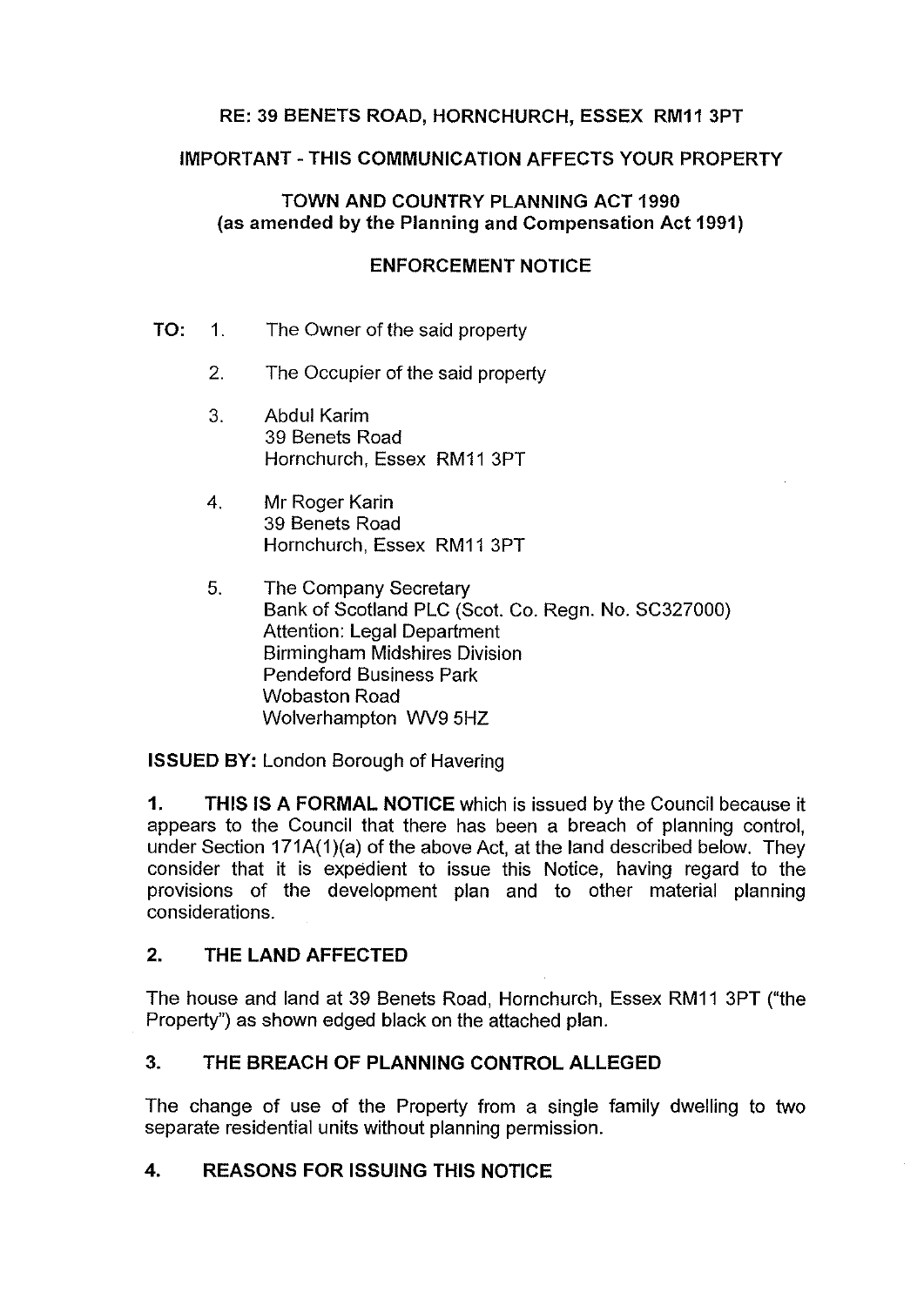**RE: 39 BENETS ROAD, HORNCHURCH, ESSEX RM11 3PT**

**IMPORTANT - THIS COMMUNICATION AFFECTS YOUR PROPERTY**

**TOWN AND COUNTRY PLANNING ACT 1990**
**(as amended by the Planning and Compensation Act 1991)**

**ENFORCEMENT NOTICE**

**TO:**

1. The Owner of the said property

2. The Occupier of the said property

3. Abdul Karim
   39 Benets Road
   Hornchurch, Essex RM11 3PT

4. Mr Roger Karin
   39 Benets Road
   Hornchurch, Essex RM11 3PT

5. The Company Secretary
   Bank of Scotland PLC (Scot. Co. Regn. No. SC327000)
   Attention: Legal Department
   Birmingham Midshires Division
   Pendeford Business Park
   Wobaston Road
   Wolverhampton WV9 5HZ

**ISSUED BY:** London Borough of Havering

**1. THIS IS A FORMAL NOTICE** which is issued by the Council because it appears to the Council that there has been a breach of planning control, under Section 171A(1)(a) of the above Act, at the land described below. They consider that it is expedient to issue this Notice, having regard to the provisions of the development plan and to other material planning considerations.

## 2. THE LAND AFFECTED

The house and land at 39 Benets Road, Hornchurch, Essex RM11 3PT ("the Property") as shown edged black on the attached plan.

## 3. THE BREACH OF PLANNING CONTROL ALLEGED

The change of use of the Property from a single family dwelling to two separate residential units without planning permission.

## 4. REASONS FOR ISSUING THIS NOTICE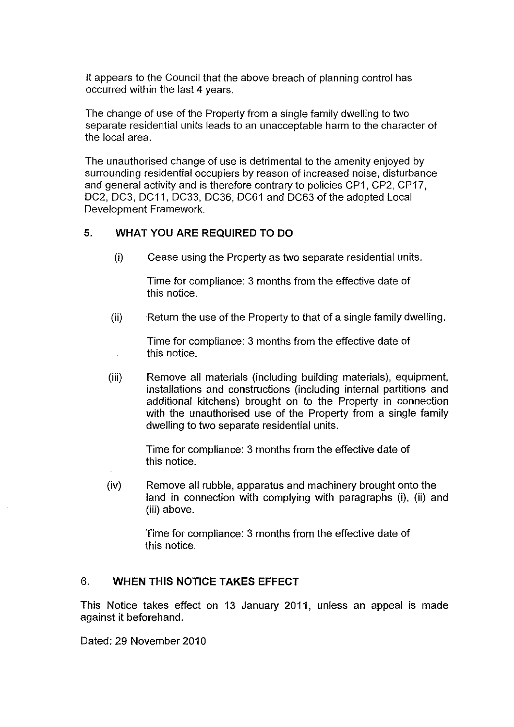It appears to the Council that the above breach of planning control has occurred within the last 4 years.

The change of use of the Property from a single family dwelling to two separate residential units leads to an unacceptable harm to the character of the local area.

The unauthorised change of use is detrimental to the amenity enjoyed by surrounding residential occupiers by reason of increased noise, disturbance and general activity and is therefore contrary to policies CP1, CP2, CP17, DC2, DC3, DC11, DC33, DC36, DC61 and DC63 of the adopted Local Development Framework.

## 5. WHAT YOU ARE REQUIRED TO DO

(i) Cease using the Property as two separate residential units.

Time for compliance: 3 months from the effective date of this notice.

(ii) Return the use of the Property to that of a single family dwelling.

Time for compliance: 3 months from the effective date of this notice.

(iii) Remove all materials (including building materials), equipment, installations and constructions (including internal partitions and additional kitchens) brought on to the Property in connection with the unauthorised use of the Property from a single family dwelling to two separate residential units.

Time for compliance: 3 months from the effective date of this notice.

(iv) Remove all rubble, apparatus and machinery brought onto the land in connection with complying with paragraphs (i), (ii) and (iii) above.

Time for compliance: 3 months from the effective date of this notice.

## 6. WHEN THIS NOTICE TAKES EFFECT

This Notice takes effect on 13 January 2011, unless an appeal is made against it beforehand.

Dated: 29 November 2010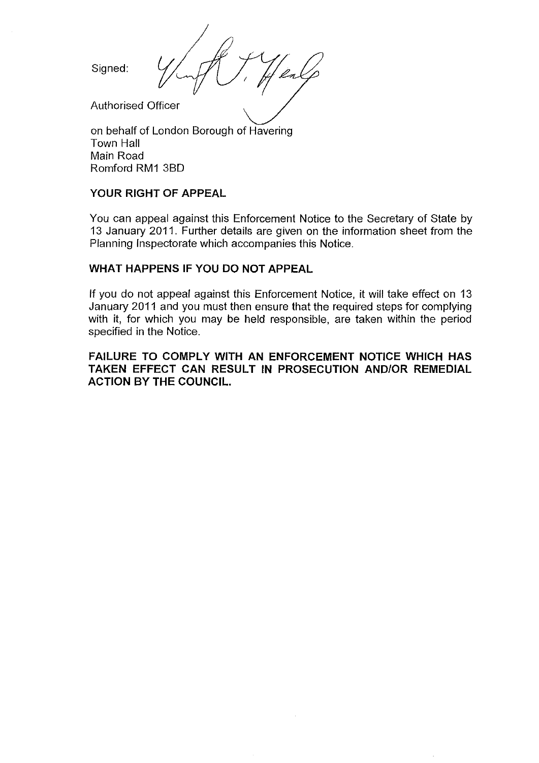Signed:

Authorised Officer

on behalf of London Borough of Havering
Town Hall
Main Road
Romford RM1 3BD

**YOUR RIGHT OF APPEAL**

You can appeal against this Enforcement Notice to the Secretary of State by 13 January 2011. Further details are given on the information sheet from the Planning Inspectorate which accompanies this Notice.

**WHAT HAPPENS IF YOU DO NOT APPEAL**

If you do not appeal against this Enforcement Notice, it will take effect on 13 January 2011 and you must then ensure that the required steps for complying with it, for which you may be held responsible, are taken within the period specified in the Notice.

**FAILURE TO COMPLY WITH AN ENFORCEMENT NOTICE WHICH HAS TAKEN EFFECT CAN RESULT IN PROSECUTION AND/OR REMEDIAL ACTION BY THE COUNCIL.**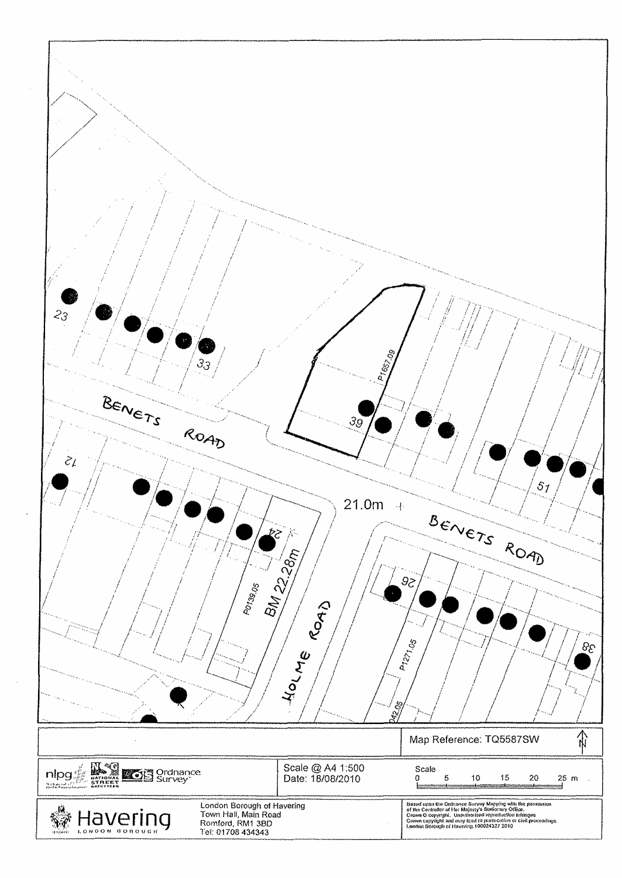BENETS ROAD

BENETS ROAD

HOLME ROAD

23

33

39

P1657.09

51

12

24

21.0m

BM 22.28m

P0139.05

26

P1271.05

38

042.05

| | | |
|---|---|---|
| | Map Reference: TQ5587SW | N |
| nlpg NATIONAL STREET GAZETTEER Ordnance Survey | Scale @ A4 1:500<br>Date: 18/08/2010 | Scale<br>0 5 10 15 20 25 m |
| Havering LONDON BOROUGH | London Borough of Havering<br>Town Hall, Main Road<br>Romford, RM1 3BD<br>Tel: 01708 434343 | Based upon the Ordnance Survey Mapping with the permission of the Controller of Her Majesty's Stationery Office. Crown © copyright. Unauthorised reproduction infringes Crown copyright and may lead to prosecution or civil proceedings. London Borough of Havering 100024327 2010 |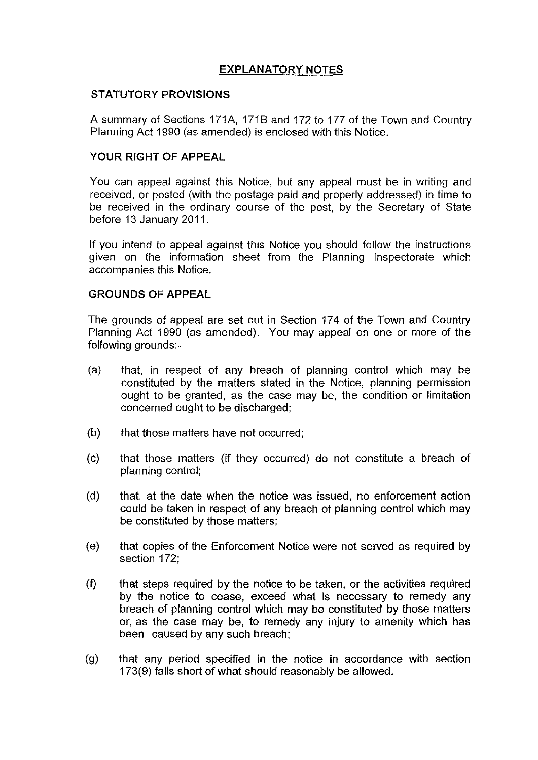# EXPLANATORY NOTES

## STATUTORY PROVISIONS

A summary of Sections 171A, 171B and 172 to 177 of the Town and Country Planning Act 1990 (as amended) is enclosed with this Notice.

## YOUR RIGHT OF APPEAL

You can appeal against this Notice, but any appeal must be in writing and received, or posted (with the postage paid and properly addressed) in time to be received in the ordinary course of the post, by the Secretary of State before 13 January 2011.

If you intend to appeal against this Notice you should follow the instructions given on the information sheet from the Planning Inspectorate which accompanies this Notice.

## GROUNDS OF APPEAL

The grounds of appeal are set out in Section 174 of the Town and Country Planning Act 1990 (as amended). You may appeal on one or more of the following grounds:-

(a) that, in respect of any breach of planning control which may be constituted by the matters stated in the Notice, planning permission ought to be granted, as the case may be, the condition or limitation concerned ought to be discharged;

(b) that those matters have not occurred;

(c) that those matters (if they occurred) do not constitute a breach of planning control;

(d) that, at the date when the notice was issued, no enforcement action could be taken in respect of any breach of planning control which may be constituted by those matters;

(e) that copies of the Enforcement Notice were not served as required by section 172;

(f) that steps required by the notice to be taken, or the activities required by the notice to cease, exceed what is necessary to remedy any breach of planning control which may be constituted by those matters or, as the case may be, to remedy any injury to amenity which has been caused by any such breach;

(g) that any period specified in the notice in accordance with section 173(9) falls short of what should reasonably be allowed.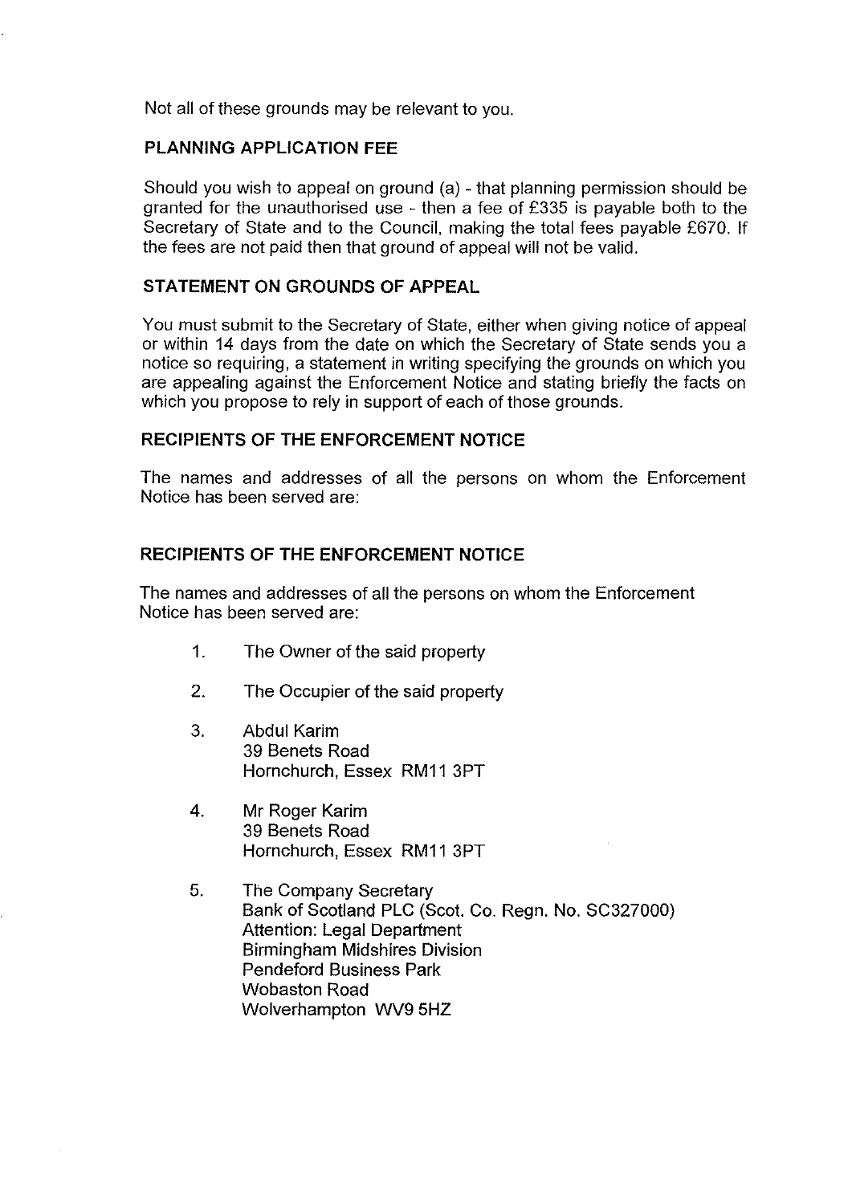Not all of these grounds may be relevant to you.

**PLANNING APPLICATION FEE**

Should you wish to appeal on ground (a) - that planning permission should be granted for the unauthorised use - then a fee of £335 is payable both to the Secretary of State and to the Council, making the total fees payable £670. If the fees are not paid then that ground of appeal will not be valid.

**STATEMENT ON GROUNDS OF APPEAL**

You must submit to the Secretary of State, either when giving notice of appeal or within 14 days from the date on which the Secretary of State sends you a notice so requiring, a statement in writing specifying the grounds on which you are appealing against the Enforcement Notice and stating briefly the facts on which you propose to rely in support of each of those grounds.

**RECIPIENTS OF THE ENFORCEMENT NOTICE**

The names and addresses of all the persons on whom the Enforcement Notice has been served are:

**RECIPIENTS OF THE ENFORCEMENT NOTICE**

The names and addresses of all the persons on whom the Enforcement Notice has been served are:

1. The Owner of the said property

2. The Occupier of the said property

3. Abdul Karim
   39 Benets Road
   Hornchurch, Essex RM11 3PT

4. Mr Roger Karim
   39 Benets Road
   Hornchurch, Essex RM11 3PT

5. The Company Secretary
   Bank of Scotland PLC (Scot. Co. Regn. No. SC327000)
   Attention: Legal Department
   Birmingham Midshires Division
   Pendeford Business Park
   Wobaston Road
   Wolverhampton WV9 5HZ